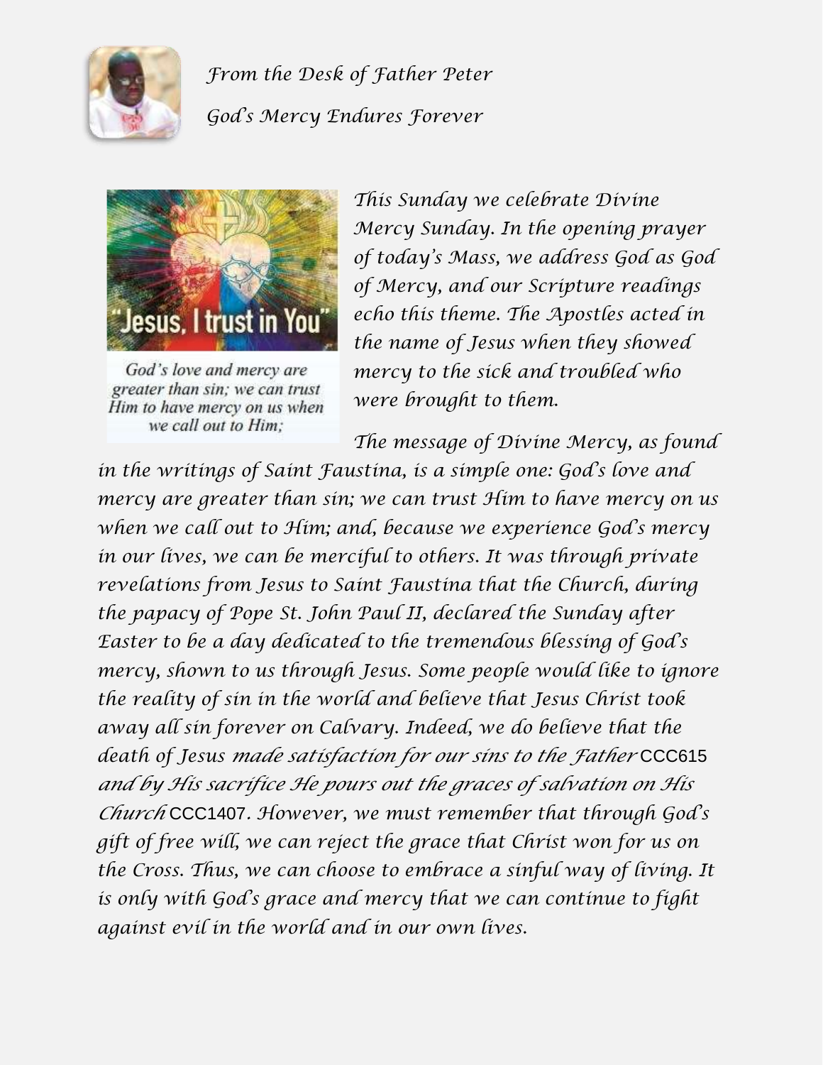*From the Desk of Father Peter*

*God's Mercy Endures Forever*

"Jesus, I trust in You"

God's love and mercy are greater than sin; we can trust Him to have mercy on us when we call out to Him;

*This Sunday we celebrate Divine Mercy Sunday. In the opening prayer of today's Mass, we address God as God of Mercy, and our Scripture readings echo this theme. The Apostles acted in the name of Jesus when they showed mercy to the sick and troubled who were brought to them.*

*The message of Divine Mercy, as found in the writings of Saint Faustina, is a simple one: God's love and mercy are greater than sin; we can trust Him to have mercy on us when we call out to Him; and, because we experience God's mercy in our lives, we can be merciful to others. It was through private revelations from Jesus to Saint Faustina that the Church, during the papacy of Pope St. John Paul II, declared the Sunday after Easter to be a day dedicated to the tremendous blessing of God's mercy, shown to us through Jesus. Some people would like to ignore the reality of sin in the world and believe that Jesus Christ took away all sin forever on Calvary. Indeed, we do believe that the death of Jesus made satisfaction for our sins to the Father* CCC615 *and by His sacrifice He pours out the graces of salvation on His Church* CCC1407*. However, we must remember that through God's gift of free will, we can reject the grace that Christ won for us on the Cross. Thus, we can choose to embrace a sinful way of living. It is only with God's grace and mercy that we can continue to fight against evil in the world and in our own lives.*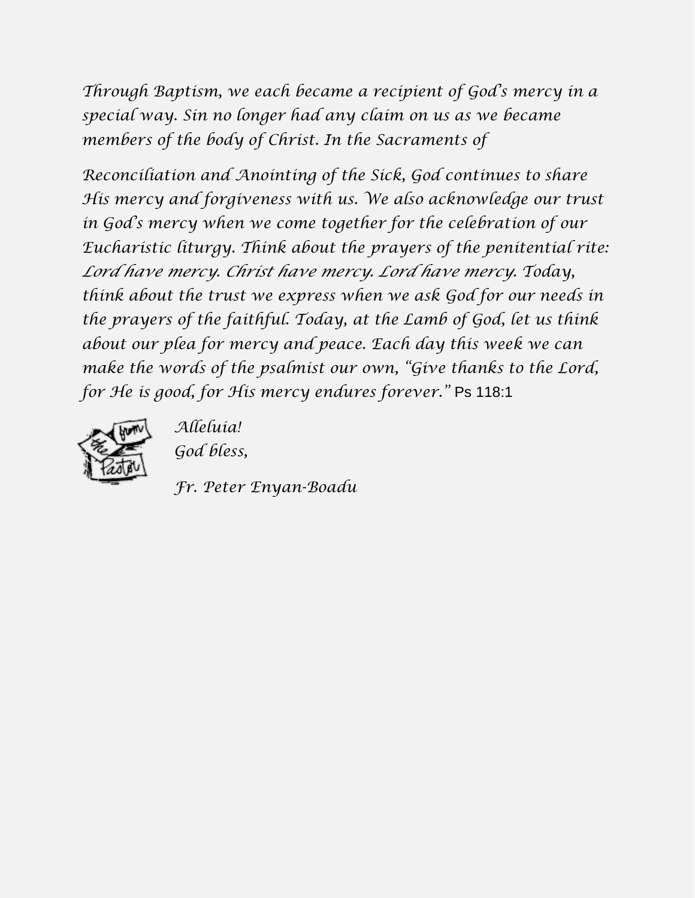*Through Baptism, we each became a recipient of God's mercy in a special way. Sin no longer had any claim on us as we became members of the body of Christ. In the Sacraments of*

*Reconciliation and Anointing of the Sick, God continues to share His mercy and forgiveness with us. We also acknowledge our trust in God's mercy when we come together for the celebration of our Eucharistic liturgy. Think about the prayers of the penitential rite: Lord have mercy. Christ have mercy. Lord have mercy. Today, think about the trust we express when we ask God for our needs in the prayers of the faithful. Today, at the Lamb of God, let us think about our plea for mercy and peace. Each day this week we can make the words of the psalmist our own, "Give thanks to the Lord, for He is good, for His mercy endures forever."* Ps 118:1

*Alleluia!*
*God bless,*

*Fr. Peter Enyan-Boadu*